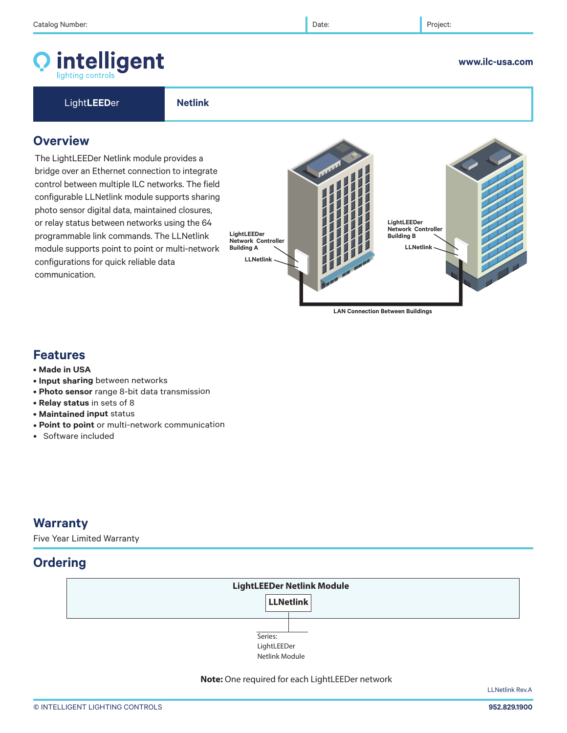Catalog Number: | Date: | Project:

**intelligent** lighting controls

www.ilc-usa.com

LightLEEDer | **Netlink**

## Overview

The LightLEEDer Netlink module provides a bridge over an Ethernet connection to integrate control between multiple ILC networks. The field configurable LLNetlink module supports sharing photo sensor digital data, maintained closures, or relay status between networks using the 64 programmable link commands. The LLNetlink module supports point to point or multi-network configurations for quick reliable data communication.

LightLEEDer Network Controller Building A

LLNetlink

LightLEEDer Network Controller Building B

LLNetlink

LAN Connection Between Buildings

## Features

- **Made in USA**
- **Input sharing** between networks
- **Photo sensor** range 8-bit data transmission
- **Relay status** in sets of 8
- **Maintained input** status
- **Point to point** or multi-network communication
- Software included

## Warranty

Five Year Limited Warranty

## Ordering

**LightLEEDer Netlink Module**

**LLNetlink**

Series:
LightLEEDer
Netlink Module

**Note:** One required for each LightLEEDer network

LLNetlink Rev.A

© INTELLIGENT LIGHTING CONTROLS

952.829.1900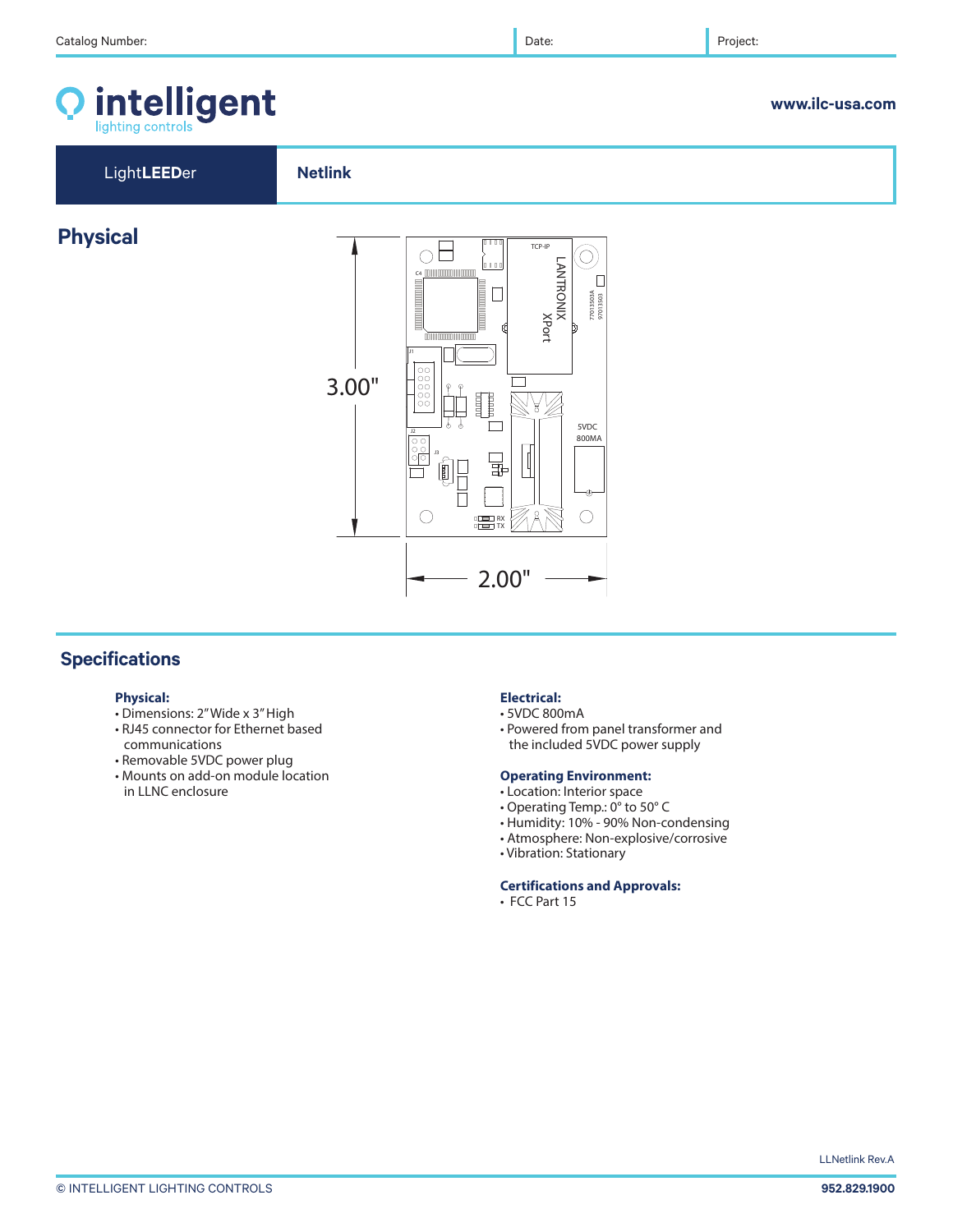Catalog Number: | Date: | Project:

**intelligent** lighting controls

**www.ilc-usa.com**

LightLEEDer | **Netlink**

## Physical

3.00"

2.00"

## Specifications

**Physical:**
- Dimensions: 2" Wide x 3" High
- RJ45 connector for Ethernet based communications
- Removable 5VDC power plug
- Mounts on add-on module location in LLNC enclosure

**Electrical:**
- 5VDC 800mA
- Powered from panel transformer and the included 5VDC power supply

**Operating Environment:**
- Location: Interior space
- Operating Temp.: 0° to 50° C
- Humidity: 10% - 90% Non-condensing
- Atmosphere: Non-explosive/corrosive
- Vibration: Stationary

**Certifications and Approvals:**
- FCC Part 15

LLNetlink Rev.A

© INTELLIGENT LIGHTING CONTROLS

952.829.1900